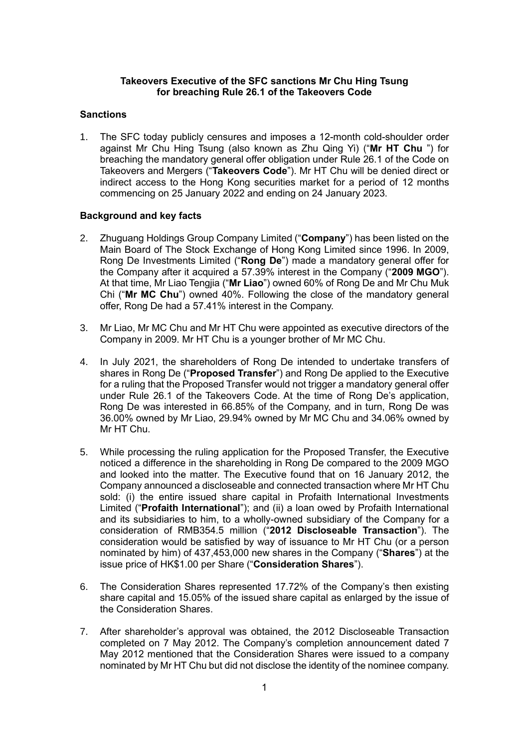**Takeovers Executive of the SFC sanctions Mr Chu Hing Tsung for breaching Rule 26.1 of the Takeovers Code**

## Sanctions

1. The SFC today publicly censures and imposes a 12-month cold-shoulder order against Mr Chu Hing Tsung (also known as Zhu Qing Yi) ("**Mr HT Chu** ") for breaching the mandatory general offer obligation under Rule 26.1 of the Code on Takeovers and Mergers ("**Takeovers Code**"). Mr HT Chu will be denied direct or indirect access to the Hong Kong securities market for a period of 12 months commencing on 25 January 2022 and ending on 24 January 2023.

## Background and key facts

2. Zhuguang Holdings Group Company Limited ("**Company**") has been listed on the Main Board of The Stock Exchange of Hong Kong Limited since 1996. In 2009, Rong De Investments Limited ("**Rong De**") made a mandatory general offer for the Company after it acquired a 57.39% interest in the Company ("**2009 MGO**"). At that time, Mr Liao Tengjia ("**Mr Liao**") owned 60% of Rong De and Mr Chu Muk Chi ("**Mr MC Chu**") owned 40%. Following the close of the mandatory general offer, Rong De had a 57.41% interest in the Company.

3. Mr Liao, Mr MC Chu and Mr HT Chu were appointed as executive directors of the Company in 2009. Mr HT Chu is a younger brother of Mr MC Chu.

4. In July 2021, the shareholders of Rong De intended to undertake transfers of shares in Rong De ("**Proposed Transfer**") and Rong De applied to the Executive for a ruling that the Proposed Transfer would not trigger a mandatory general offer under Rule 26.1 of the Takeovers Code. At the time of Rong De's application, Rong De was interested in 66.85% of the Company, and in turn, Rong De was 36.00% owned by Mr Liao, 29.94% owned by Mr MC Chu and 34.06% owned by Mr HT Chu.

5. While processing the ruling application for the Proposed Transfer, the Executive noticed a difference in the shareholding in Rong De compared to the 2009 MGO and looked into the matter. The Executive found that on 16 January 2012, the Company announced a discloseable and connected transaction where Mr HT Chu sold: (i) the entire issued share capital in Profaith International Investments Limited ("**Profaith International**"); and (ii) a loan owed by Profaith International and its subsidiaries to him, to a wholly-owned subsidiary of the Company for a consideration of RMB354.5 million ("**2012 Discloseable Transaction**"). The consideration would be satisfied by way of issuance to Mr HT Chu (or a person nominated by him) of 437,453,000 new shares in the Company ("**Shares**") at the issue price of HK$1.00 per Share ("**Consideration Shares**").

6. The Consideration Shares represented 17.72% of the Company's then existing share capital and 15.05% of the issued share capital as enlarged by the issue of the Consideration Shares.

7. After shareholder's approval was obtained, the 2012 Discloseable Transaction completed on 7 May 2012. The Company's completion announcement dated 7 May 2012 mentioned that the Consideration Shares were issued to a company nominated by Mr HT Chu but did not disclose the identity of the nominee company.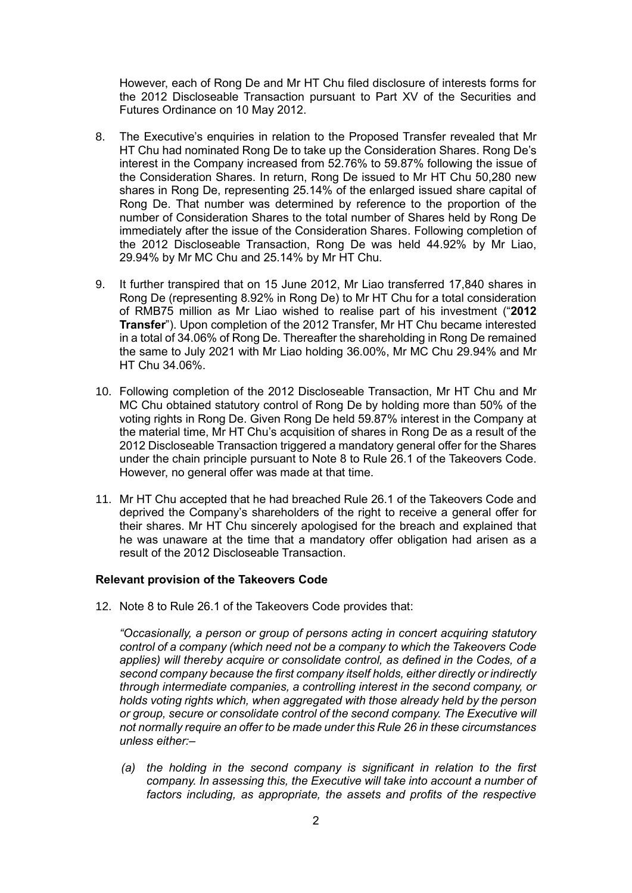However, each of Rong De and Mr HT Chu filed disclosure of interests forms for the 2012 Discloseable Transaction pursuant to Part XV of the Securities and Futures Ordinance on 10 May 2012.

8. The Executive's enquiries in relation to the Proposed Transfer revealed that Mr HT Chu had nominated Rong De to take up the Consideration Shares. Rong De's interest in the Company increased from 52.76% to 59.87% following the issue of the Consideration Shares. In return, Rong De issued to Mr HT Chu 50,280 new shares in Rong De, representing 25.14% of the enlarged issued share capital of Rong De. That number was determined by reference to the proportion of the number of Consideration Shares to the total number of Shares held by Rong De immediately after the issue of the Consideration Shares. Following completion of the 2012 Discloseable Transaction, Rong De was held 44.92% by Mr Liao, 29.94% by Mr MC Chu and 25.14% by Mr HT Chu.

9. It further transpired that on 15 June 2012, Mr Liao transferred 17,840 shares in Rong De (representing 8.92% in Rong De) to Mr HT Chu for a total consideration of RMB75 million as Mr Liao wished to realise part of his investment ("**2012 Transfer**"). Upon completion of the 2012 Transfer, Mr HT Chu became interested in a total of 34.06% of Rong De. Thereafter the shareholding in Rong De remained the same to July 2021 with Mr Liao holding 36.00%, Mr MC Chu 29.94% and Mr HT Chu 34.06%.

10. Following completion of the 2012 Discloseable Transaction, Mr HT Chu and Mr MC Chu obtained statutory control of Rong De by holding more than 50% of the voting rights in Rong De. Given Rong De held 59.87% interest in the Company at the material time, Mr HT Chu's acquisition of shares in Rong De as a result of the 2012 Discloseable Transaction triggered a mandatory general offer for the Shares under the chain principle pursuant to Note 8 to Rule 26.1 of the Takeovers Code. However, no general offer was made at that time.

11. Mr HT Chu accepted that he had breached Rule 26.1 of the Takeovers Code and deprived the Company's shareholders of the right to receive a general offer for their shares. Mr HT Chu sincerely apologised for the breach and explained that he was unaware at the time that a mandatory offer obligation had arisen as a result of the 2012 Discloseable Transaction.

**Relevant provision of the Takeovers Code**

12. Note 8 to Rule 26.1 of the Takeovers Code provides that:

*"Occasionally, a person or group of persons acting in concert acquiring statutory control of a company (which need not be a company to which the Takeovers Code applies) will thereby acquire or consolidate control, as defined in the Codes, of a second company because the first company itself holds, either directly or indirectly through intermediate companies, a controlling interest in the second company, or holds voting rights which, when aggregated with those already held by the person or group, secure or consolidate control of the second company. The Executive will not normally require an offer to be made under this Rule 26 in these circumstances unless either:–*

*(a) the holding in the second company is significant in relation to the first company. In assessing this, the Executive will take into account a number of factors including, as appropriate, the assets and profits of the respective*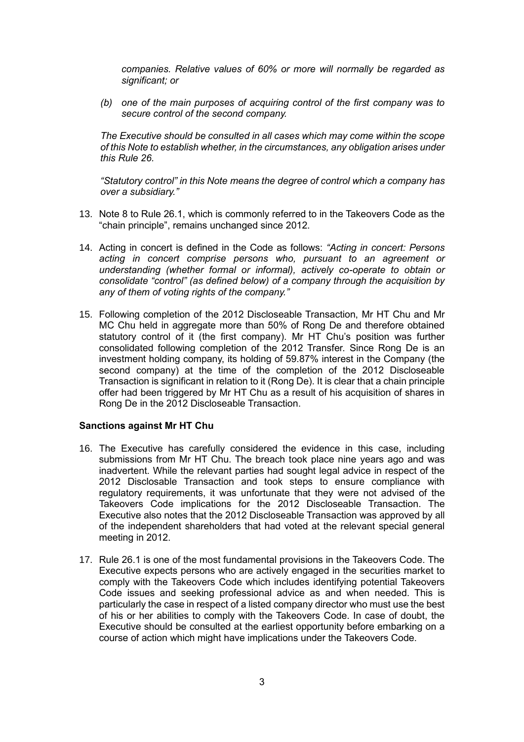*companies. Relative values of 60% or more will normally be regarded as significant; or*

*(b) one of the main purposes of acquiring control of the first company was to secure control of the second company.*

*The Executive should be consulted in all cases which may come within the scope of this Note to establish whether, in the circumstances, any obligation arises under this Rule 26.*

*"Statutory control" in this Note means the degree of control which a company has over a subsidiary."*

13. Note 8 to Rule 26.1, which is commonly referred to in the Takeovers Code as the "chain principle", remains unchanged since 2012.

14. Acting in concert is defined in the Code as follows: *"Acting in concert: Persons acting in concert comprise persons who, pursuant to an agreement or understanding (whether formal or informal), actively co-operate to obtain or consolidate "control" (as defined below) of a company through the acquisition by any of them of voting rights of the company."*

15. Following completion of the 2012 Discloseable Transaction, Mr HT Chu and Mr MC Chu held in aggregate more than 50% of Rong De and therefore obtained statutory control of it (the first company). Mr HT Chu's position was further consolidated following completion of the 2012 Transfer. Since Rong De is an investment holding company, its holding of 59.87% interest in the Company (the second company) at the time of the completion of the 2012 Discloseable Transaction is significant in relation to it (Rong De). It is clear that a chain principle offer had been triggered by Mr HT Chu as a result of his acquisition of shares in Rong De in the 2012 Discloseable Transaction.

**Sanctions against Mr HT Chu**

16. The Executive has carefully considered the evidence in this case, including submissions from Mr HT Chu. The breach took place nine years ago and was inadvertent. While the relevant parties had sought legal advice in respect of the 2012 Disclosable Transaction and took steps to ensure compliance with regulatory requirements, it was unfortunate that they were not advised of the Takeovers Code implications for the 2012 Discloseable Transaction. The Executive also notes that the 2012 Discloseable Transaction was approved by all of the independent shareholders that had voted at the relevant special general meeting in 2012.

17. Rule 26.1 is one of the most fundamental provisions in the Takeovers Code. The Executive expects persons who are actively engaged in the securities market to comply with the Takeovers Code which includes identifying potential Takeovers Code issues and seeking professional advice as and when needed. This is particularly the case in respect of a listed company director who must use the best of his or her abilities to comply with the Takeovers Code. In case of doubt, the Executive should be consulted at the earliest opportunity before embarking on a course of action which might have implications under the Takeovers Code.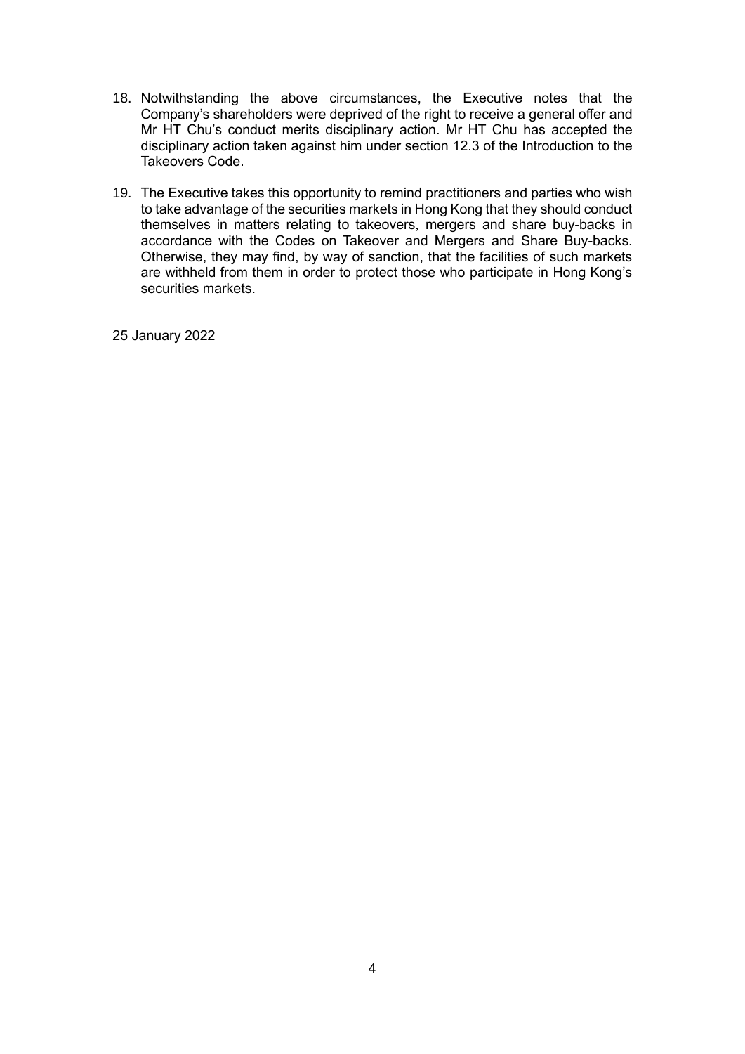18. Notwithstanding the above circumstances, the Executive notes that the Company's shareholders were deprived of the right to receive a general offer and Mr HT Chu's conduct merits disciplinary action. Mr HT Chu has accepted the disciplinary action taken against him under section 12.3 of the Introduction to the Takeovers Code.

19. The Executive takes this opportunity to remind practitioners and parties who wish to take advantage of the securities markets in Hong Kong that they should conduct themselves in matters relating to takeovers, mergers and share buy-backs in accordance with the Codes on Takeover and Mergers and Share Buy-backs. Otherwise, they may find, by way of sanction, that the facilities of such markets are withheld from them in order to protect those who participate in Hong Kong's securities markets.

25 January 2022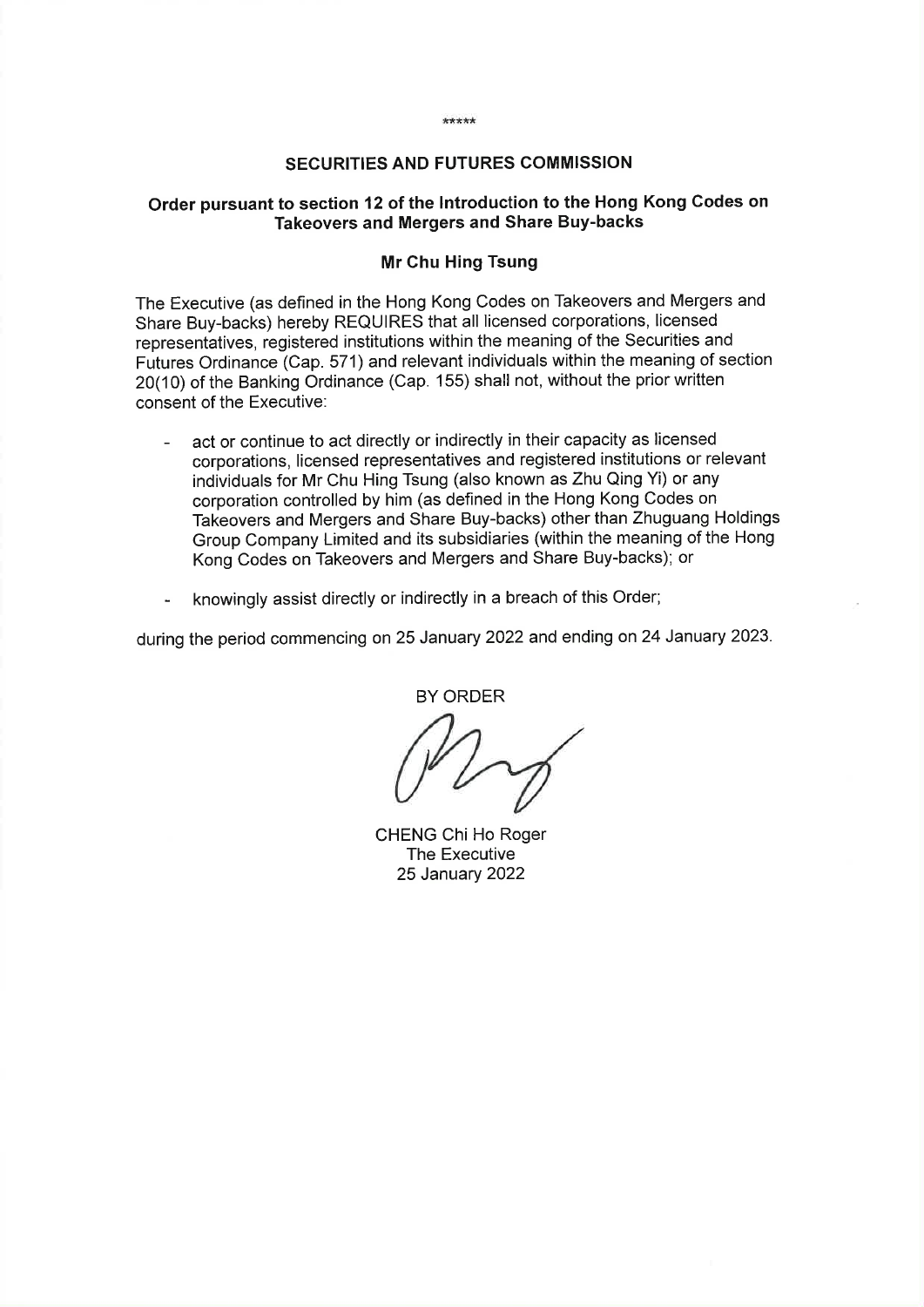\*\*\*\*\*

## SECURITIES AND FUTURES COMMISSION

### Order pursuant to section 12 of the Introduction to the Hong Kong Codes on Takeovers and Mergers and Share Buy-backs

### Mr Chu Hing Tsung

The Executive (as defined in the Hong Kong Codes on Takeovers and Mergers and Share Buy-backs) hereby REQUIRES that all licensed corporations, licensed representatives, registered institutions within the meaning of the Securities and Futures Ordinance (Cap. 571) and relevant individuals within the meaning of section 20(10) of the Banking Ordinance (Cap. 155) shall not, without the prior written consent of the Executive:

- act or continue to act directly or indirectly in their capacity as licensed corporations, licensed representatives and registered institutions or relevant individuals for Mr Chu Hing Tsung (also known as Zhu Qing Yi) or any corporation controlled by him (as defined in the Hong Kong Codes on Takeovers and Mergers and Share Buy-backs) other than Zhuguang Holdings Group Company Limited and its subsidiaries (within the meaning of the Hong Kong Codes on Takeovers and Mergers and Share Buy-backs); or
- knowingly assist directly or indirectly in a breach of this Order;

during the period commencing on 25 January 2022 and ending on 24 January 2023.

BY ORDER

CHENG Chi Ho Roger
The Executive
25 January 2022